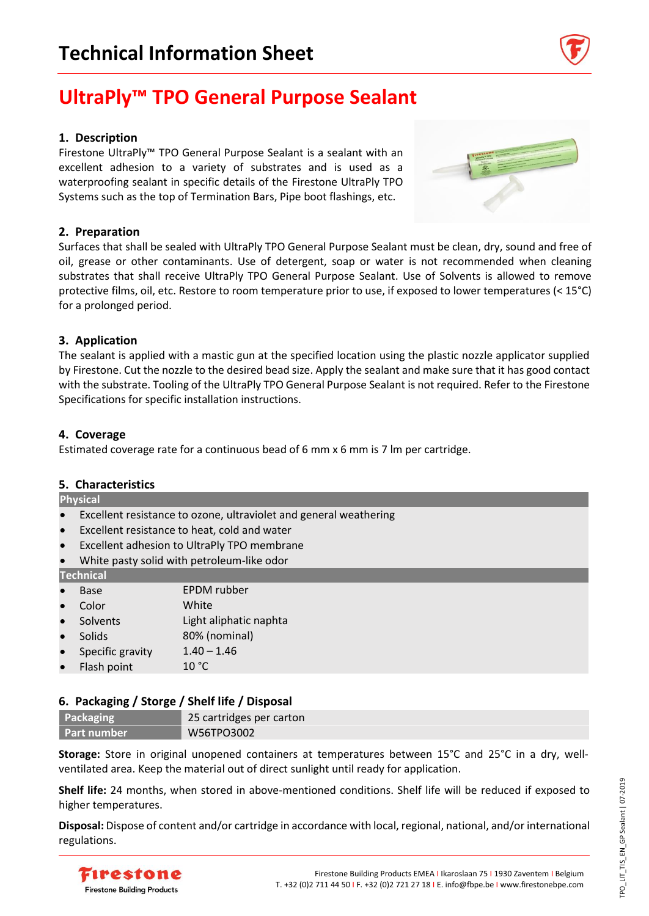# Technical Information Sheet

## UltraPly™ TPO General Purpose Sealant

### 1. Description

Firestone UltraPly™ TPO General Purpose Sealant is a sealant with an excellent adhesion to a variety of substrates and is used as a waterproofing sealant in specific details of the Firestone UltraPly TPO Systems such as the top of Termination Bars, Pipe boot flashings, etc.

### 2. Preparation

Surfaces that shall be sealed with UltraPly TPO General Purpose Sealant must be clean, dry, sound and free of oil, grease or other contaminants. Use of detergent, soap or water is not recommended when cleaning substrates that shall receive UltraPly TPO General Purpose Sealant. Use of Solvents is allowed to remove protective films, oil, etc. Restore to room temperature prior to use, if exposed to lower temperatures (< 15°C) for a prolonged period.

### 3. Application

The sealant is applied with a mastic gun at the specified location using the plastic nozzle applicator supplied by Firestone. Cut the nozzle to the desired bead size. Apply the sealant and make sure that it has good contact with the substrate. Tooling of the UltraPly TPO General Purpose Sealant is not required. Refer to the Firestone Specifications for specific installation instructions.

### 4. Coverage

Estimated coverage rate for a continuous bead of 6 mm x 6 mm is 7 lm per cartridge.

### 5. Characteristics

**Physical**

- Excellent resistance to ozone, ultraviolet and general weathering
- Excellent adhesion to UltraPly TPO membrane
- Excellent resistance to heat, cold and water
- White pasty solid with petroleum-like odor

**Technical**

| | |
|---|---|
| Base | EPDM rubber |
| Color | White |
| Solvents | Light aliphatic naphta |
| Solids | 80% (nominal) |
| Specific gravity | 1.40 – 1.46 |
| Flash point | 10 °C |

### 6. Packaging / Storge / Shelf life / Disposal

| | |
|---|---|
| **Packaging** | 25 cartridges per carton |
| **Part number** | W56TPO3002 |

**Storage:** Store in original unopened containers at temperatures between 15°C and 25°C in a dry, well-ventilated area. Keep the material out of direct sunlight until ready for application.

**Shelf life:** 24 months, when stored in above-mentioned conditions. Shelf life will be reduced if exposed to higher temperatures.

**Disposal:** Dispose of content and/or cartridge in accordance with local, regional, national, and/or international regulations.

Firestone Building Products EMEA I Ikaroslaan 75 I 1930 Zaventem I Belgium
T. +32 (0)2 711 44 50 I F. +32 (0)2 721 27 18 I E. info@fbpe.be I www.firestonebpe.com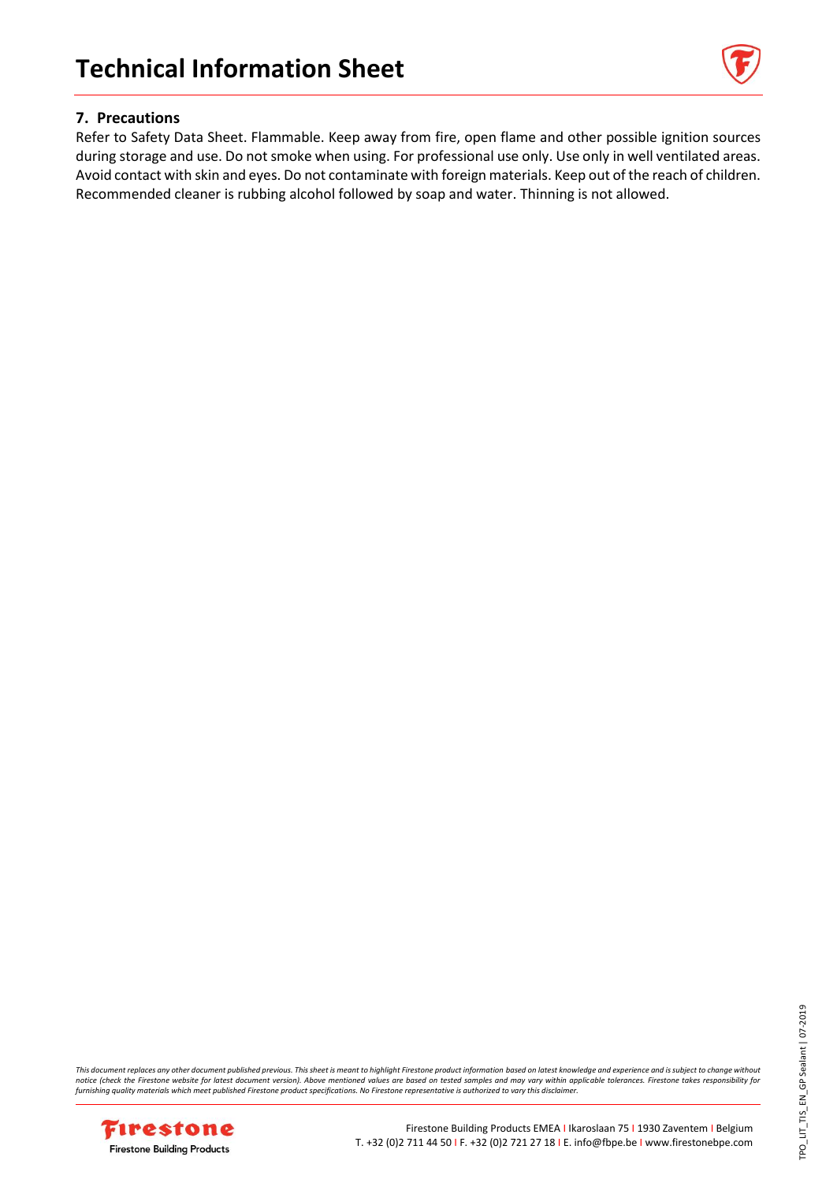## 7. Precautions

Refer to Safety Data Sheet. Flammable. Keep away from fire, open flame and other possible ignition sources during storage and use. Do not smoke when using. For professional use only. Use only in well ventilated areas. Avoid contact with skin and eyes. Do not contaminate with foreign materials. Keep out of the reach of children. Recommended cleaner is rubbing alcohol followed by soap and water. Thinning is not allowed.

*This document replaces any other document published previous. This sheet is meant to highlight Firestone product information based on latest knowledge and experience and is subject to change without notice (check the Firestone website for latest document version). Above mentioned values are based on tested samples and may vary within applicable tolerances. Firestone takes responsibility for furnishing quality materials which meet published Firestone product specifications. No Firestone representative is authorized to vary this disclaimer.*

Firestone Building Products EMEA | Ikaroslaan 75 | 1930 Zaventem | Belgium
T. +32 (0)2 711 44 50 | F. +32 (0)2 721 27 18 | E. info@fbpe.be | www.firestonebpe.com

TPO_LIT_TIS_EN_GP Sealant | 07-2019